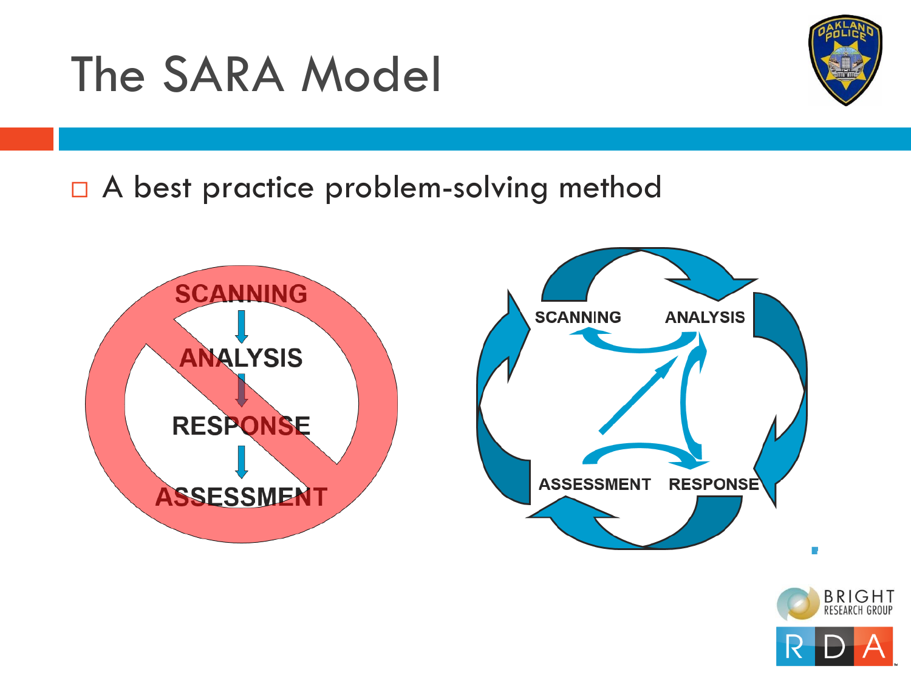# The SARA Model

- A best practice problem-solving method

SCANNING

ANALYSIS

RESPONSE

ASSESSMENT

SCANNING ANALYSIS

ASSESSMENT RESPONSE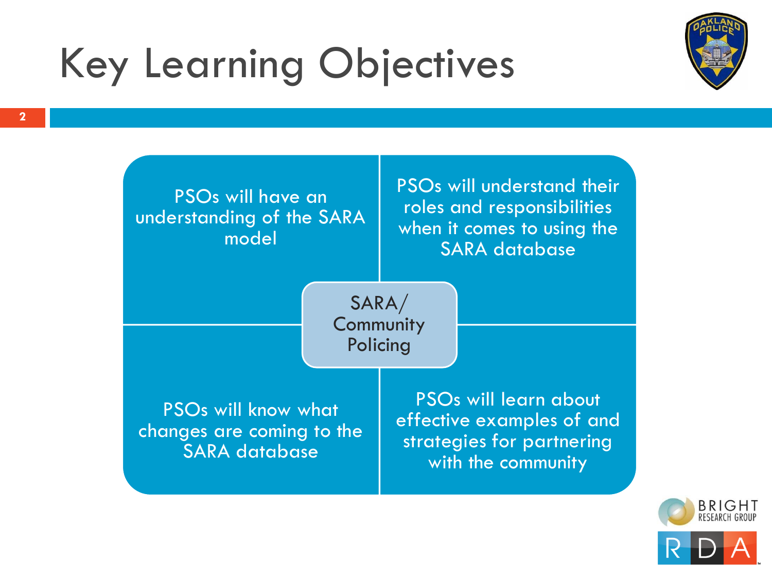# Key Learning Objectives

**SARA/ Community Policing**

- PSOs will have an understanding of the SARA model
- PSOs will understand their roles and responsibilities when it comes to using the SARA database
- PSOs will know what changes are coming to the SARA database
- PSOs will learn about effective examples of and strategies for partnering with the community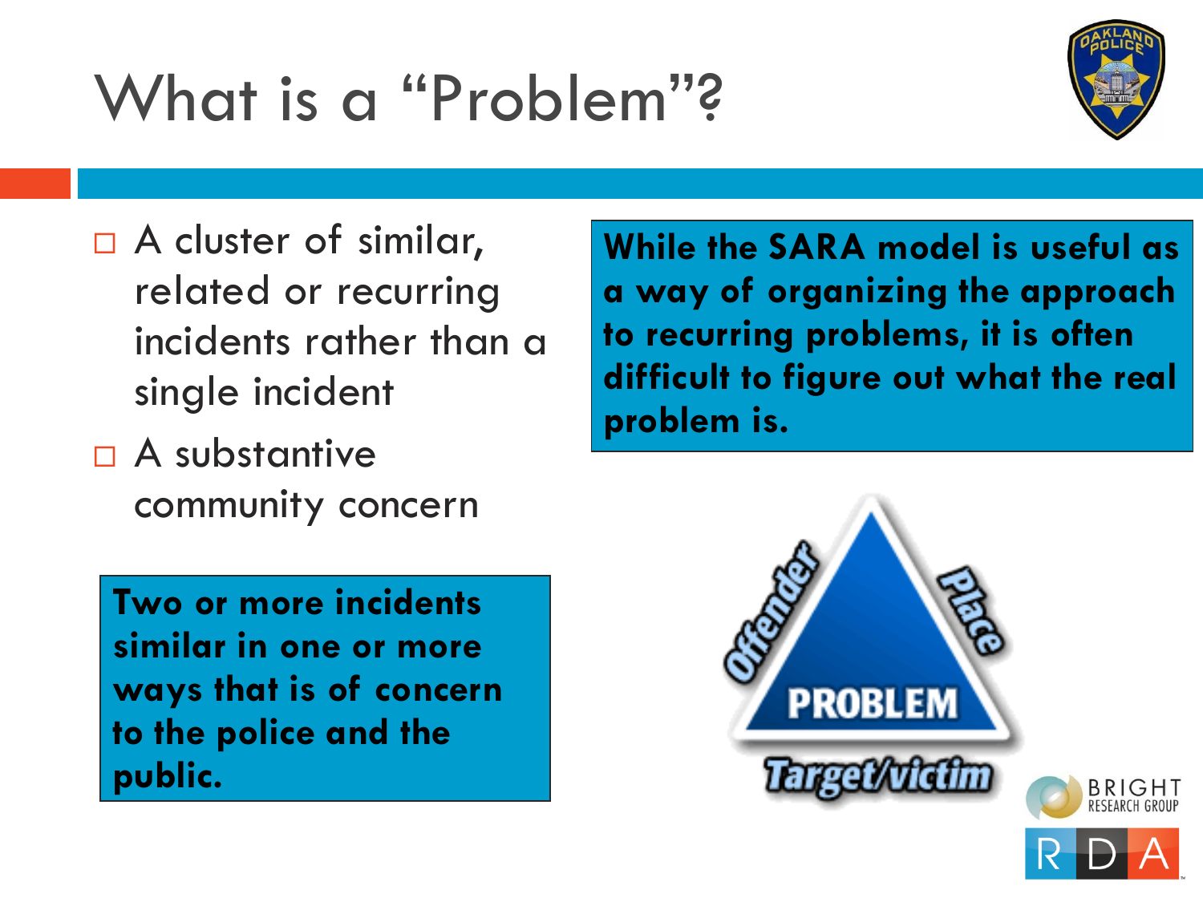# What is a "Problem"?

- A cluster of similar, related or recurring incidents rather than a single incident
- A substantive community concern

**Two or more incidents similar in one or more ways that is of concern to the police and the public.**

**While the SARA model is useful as a way of organizing the approach to recurring problems, it is often difficult to figure out what the real problem is.**

Offender

Place

PROBLEM

Target/victim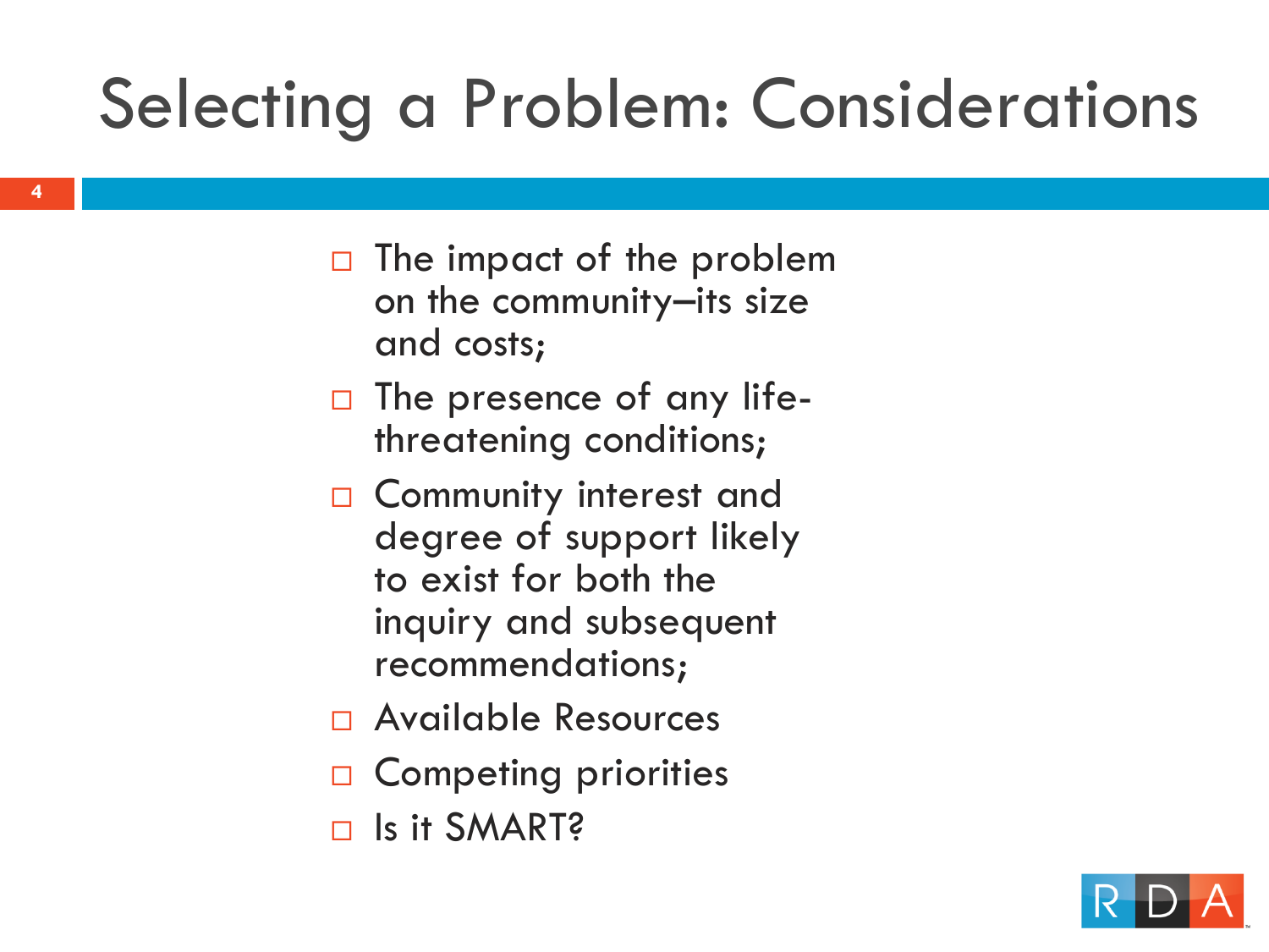# Selecting a Problem: Considerations

- The impact of the problem on the community–its size and costs;
- The presence of any life-threatening conditions;
- Community interest and degree of support likely to exist for both the inquiry and subsequent recommendations;
- Available Resources
- Competing priorities
- Is it SMART?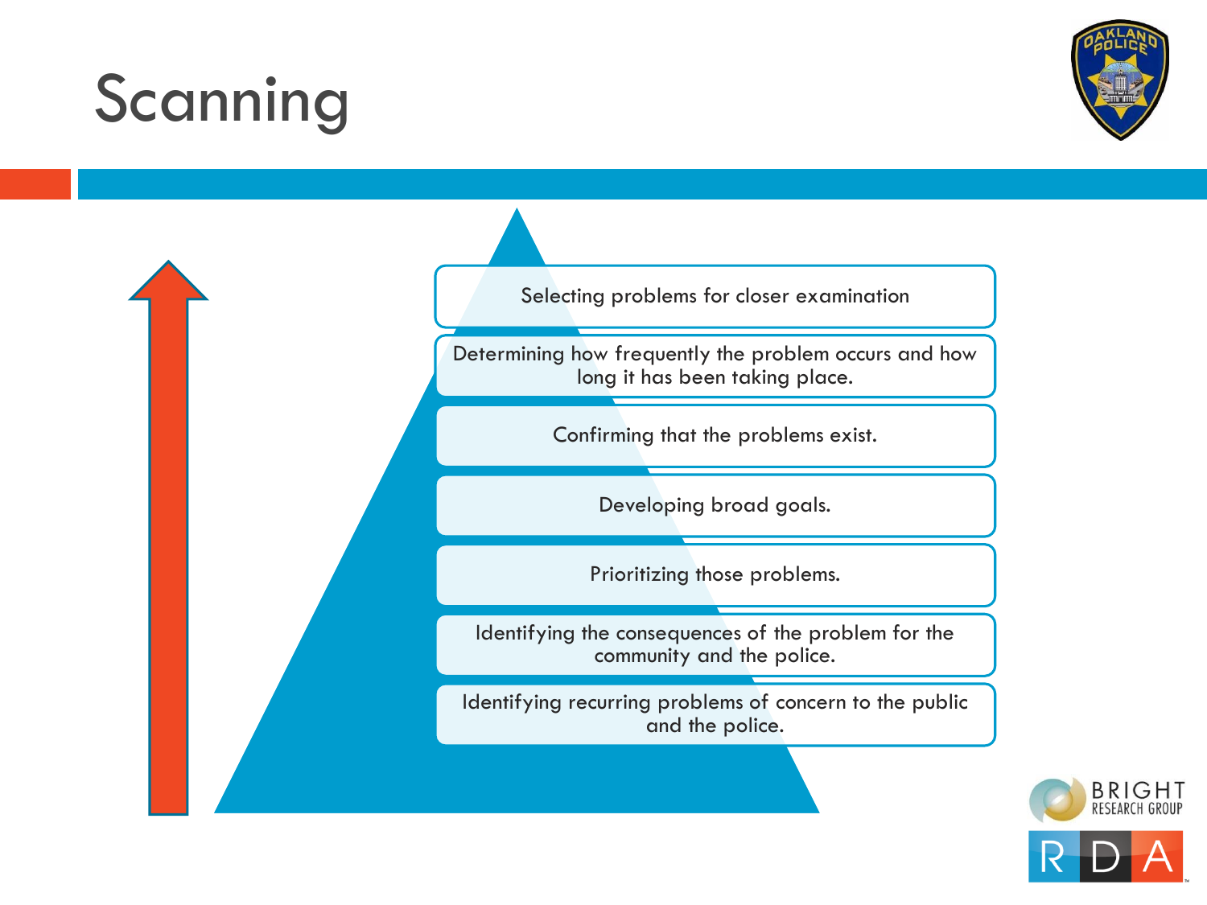# Scanning

- Selecting problems for closer examination
- Determining how frequently the problem occurs and how long it has been taking place.
- Confirming that the problems exist.
- Developing broad goals.
- Prioritizing those problems.
- Identifying the consequences of the problem for the community and the police.
- Identifying recurring problems of concern to the public and the police.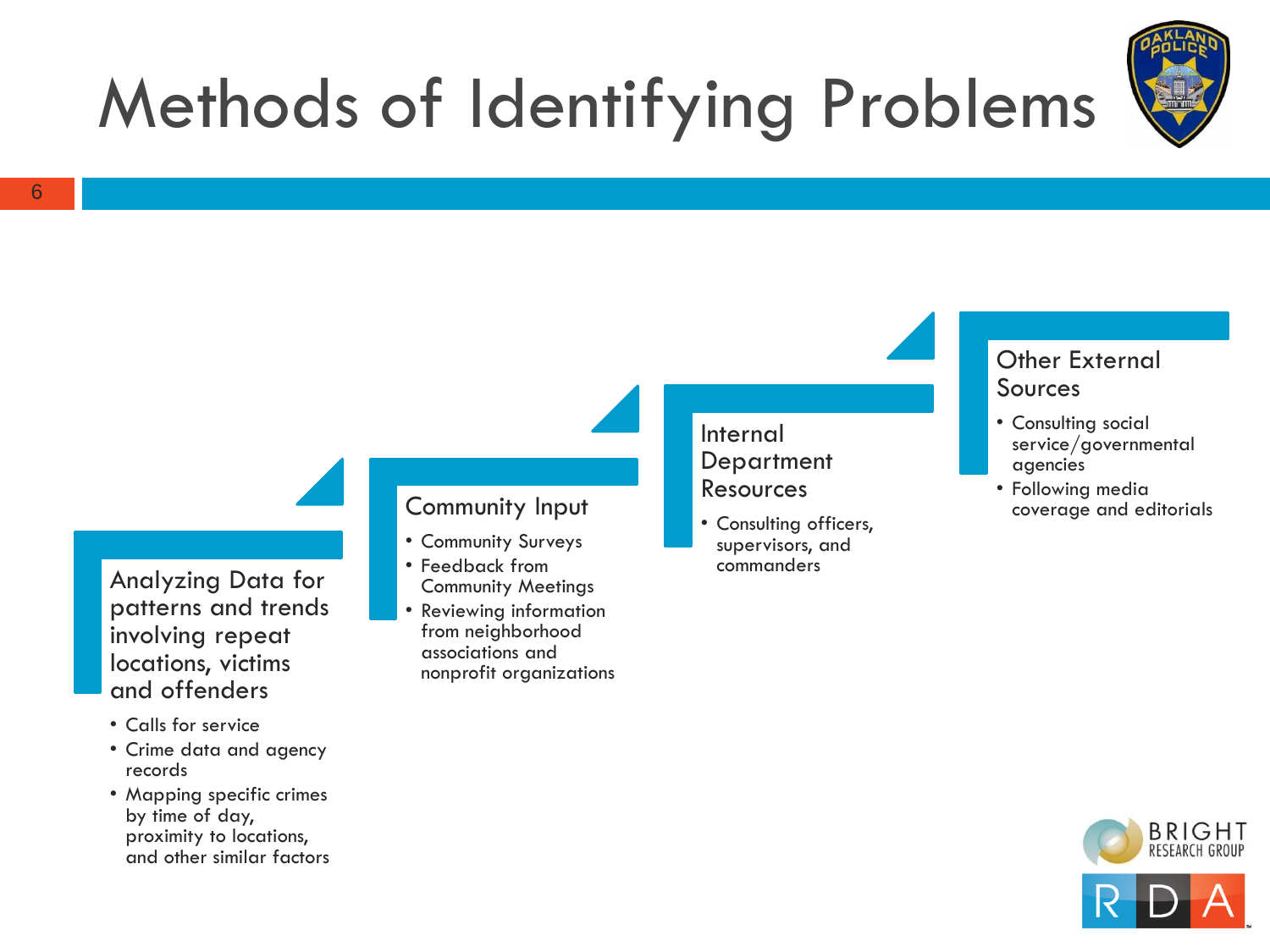# Methods of Identifying Problems

## Analyzing Data for patterns and trends involving repeat locations, victims and offenders

- Calls for service
- Crime data and agency records
- Mapping specific crimes by time of day, proximity to locations, and other similar factors

## Community Input

- Community Surveys
- Feedback from Community Meetings
- Reviewing information from neighborhood associations and nonprofit organizations

## Internal Department Resources

- Consulting officers, supervisors, and commanders

## Other External Sources

- Consulting social service/governmental agencies
- Following media coverage and editorials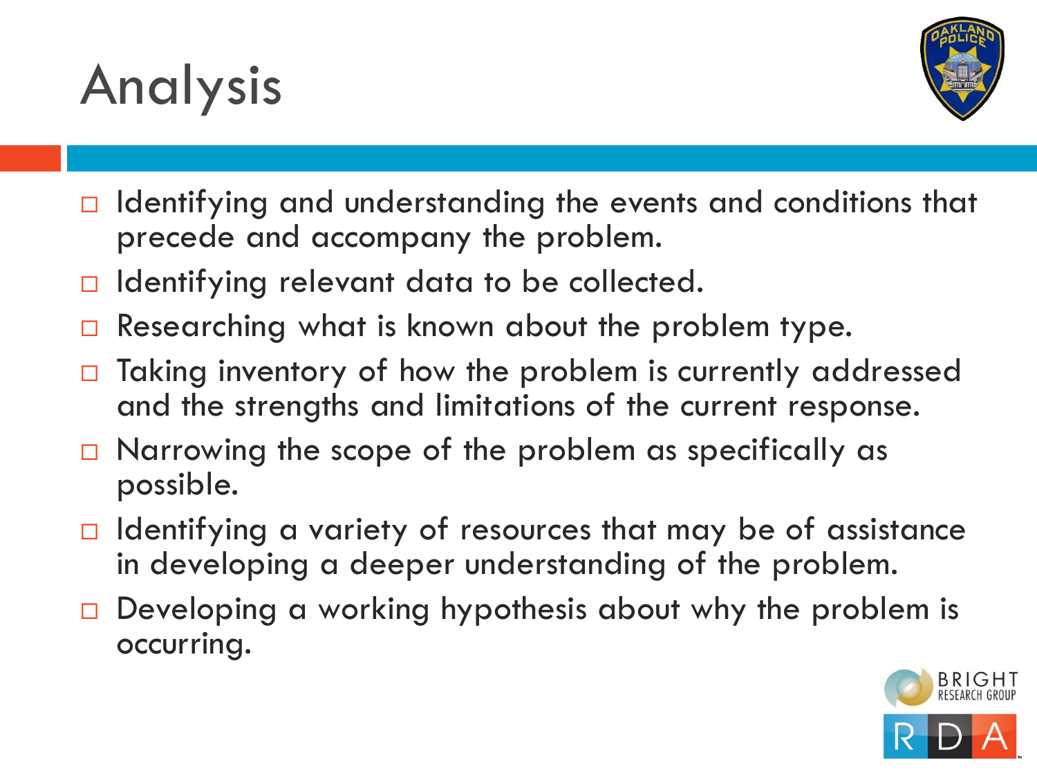# Analysis

- Identifying and understanding the events and conditions that precede and accompany the problem.
- Identifying relevant data to be collected.
- Researching what is known about the problem type.
- Taking inventory of how the problem is currently addressed and the strengths and limitations of the current response.
- Narrowing the scope of the problem as specifically as possible.
- Identifying a variety of resources that may be of assistance in developing a deeper understanding of the problem.
- Developing a working hypothesis about why the problem is occurring.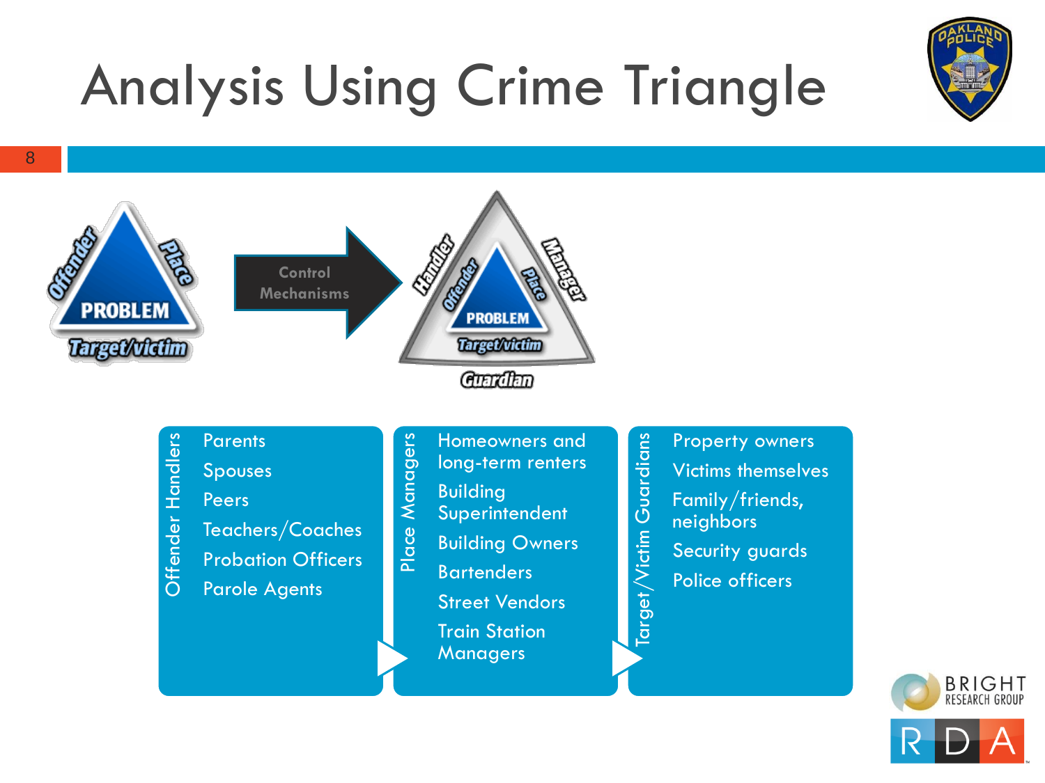# Analysis Using Crime Triangle

Offender / Place / Target/victim — PROBLEM

Control Mechanisms

Handler / Manager / Guardian — Offender / Place / Target/victim — PROBLEM

**Offender Handlers**
- Parents
- Spouses
- Peers
- Teachers/Coaches
- Probation Officers
- Parole Agents

**Place Managers**
- Homeowners and long-term renters
- Building Superintendent
- Building Owners
- Bartenders
- Street Vendors
- Train Station Managers

**Target/Victim Guardians**
- Property owners
- Victims themselves
- Family/friends, neighbors
- Security guards
- Police officers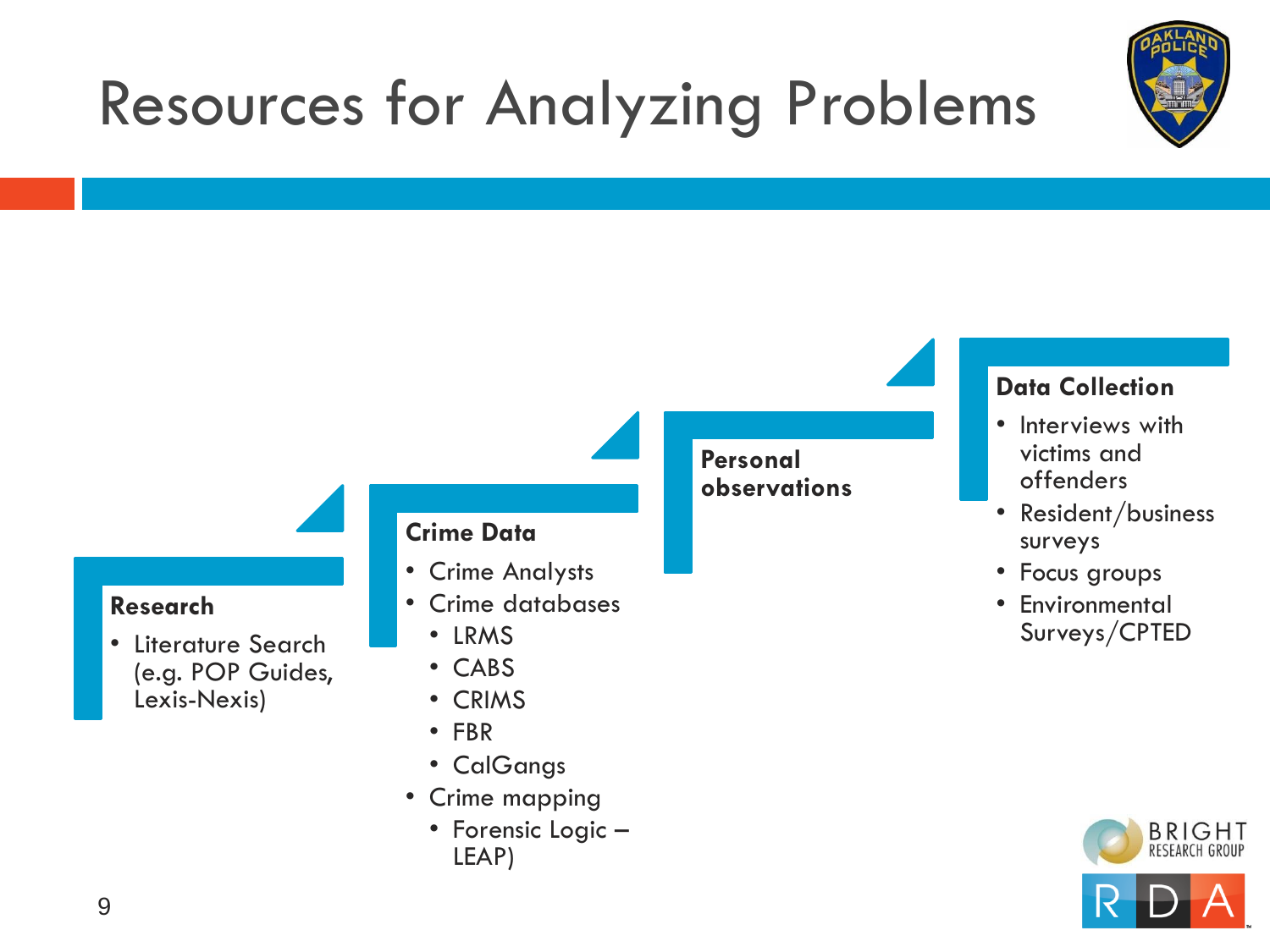# Resources for Analyzing Problems

**Research**

- Literature Search (e.g. POP Guides, Lexis-Nexis)

**Crime Data**

- Crime Analysts
- Crime databases
  - LRMS
  - CABS
  - CRIMS
  - FBR
  - CalGangs
- Crime mapping
  - Forensic Logic – LEAP)

**Personal observations**

**Data Collection**

- Interviews with victims and offenders
- Resident/business surveys
- Focus groups
- Environmental Surveys/CPTED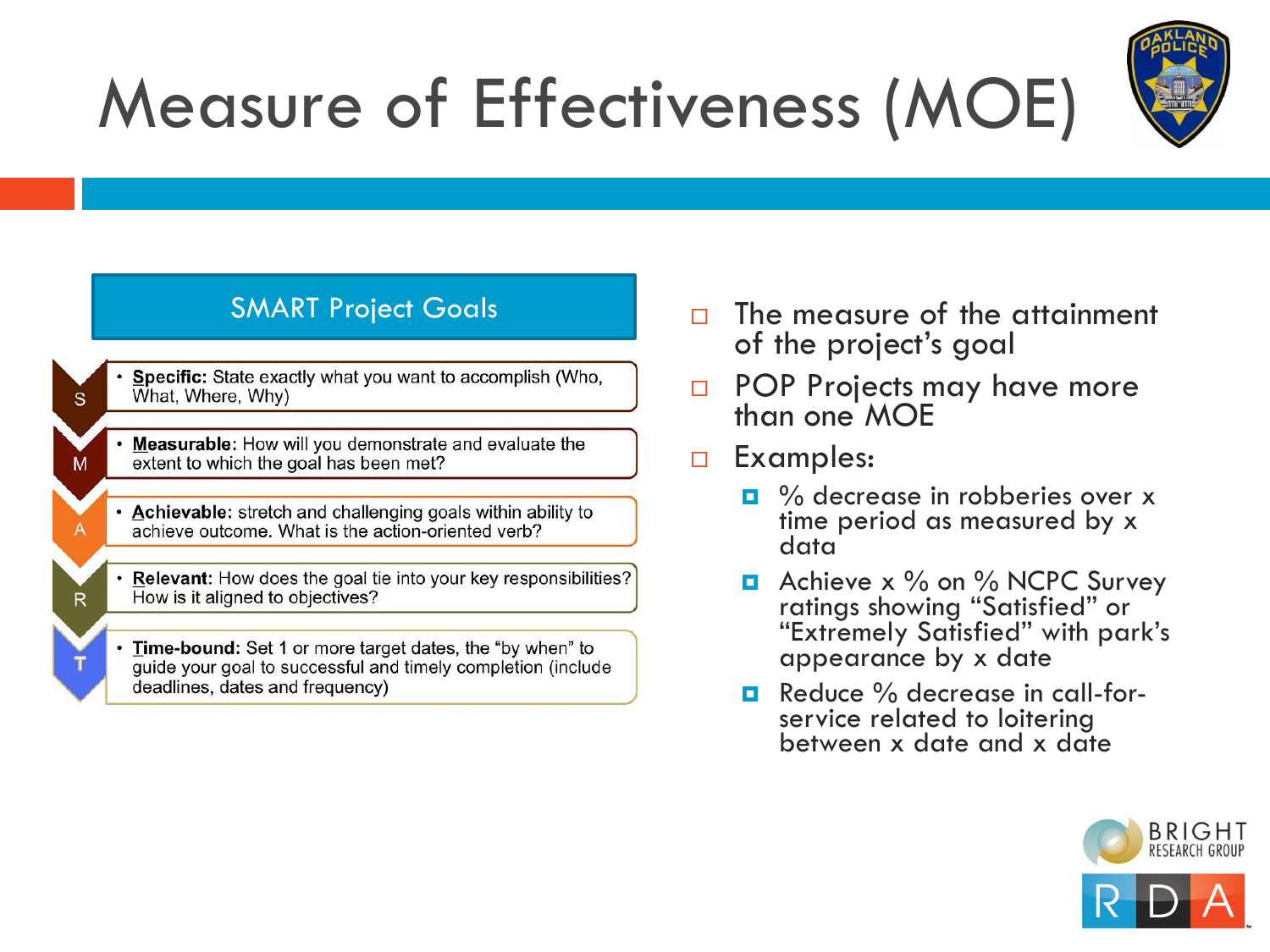# Measure of Effectiveness (MOE)

## SMART Project Goals

- **S** — **Specific:** State exactly what you want to accomplish (Who, What, Where, Why)
- **M** — **Measurable:** How will you demonstrate and evaluate the extent to which the goal has been met?
- **A** — **Achievable:** stretch and challenging goals within ability to achieve outcome. What is the action-oriented verb?
- **R** — **Relevant:** How does the goal tie into your key responsibilities? How is it aligned to objectives?
- **T** — **Time-bound:** Set 1 or more target dates, the "by when" to guide your goal to successful and timely completion (include deadlines, dates and frequency)

---

- The measure of the attainment of the project's goal
- POP Projects may have more than one MOE
- Examples:
  - % decrease in robberies over x time period as measured by x data
  - Achieve x % on % NCPC Survey ratings showing "Satisfied" or "Extremely Satisfied" with park's appearance by x date
  - Reduce % decrease in call-for-service related to loitering between x date and x date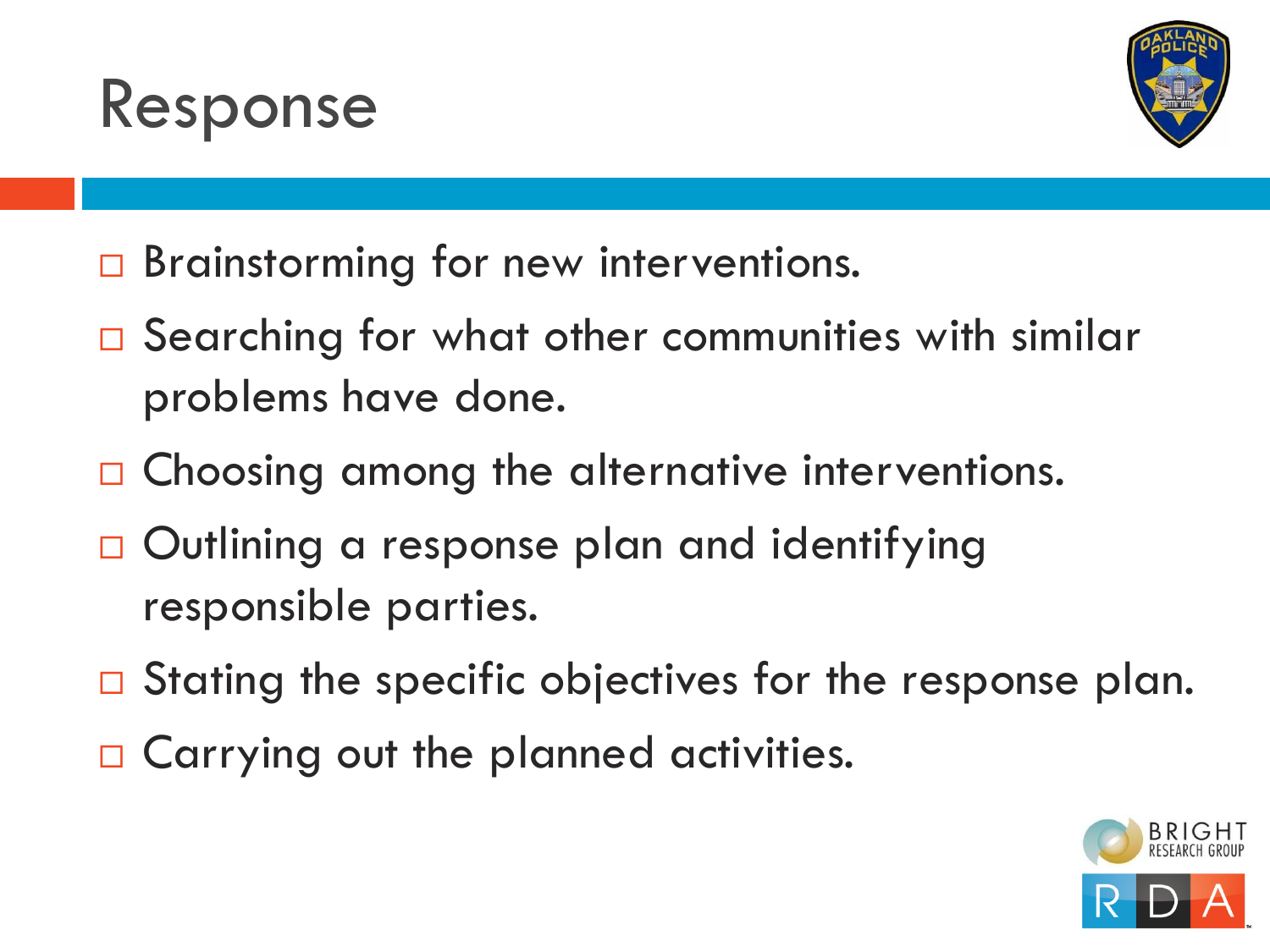# Response

- Brainstorming for new interventions.
- Searching for what other communities with similar problems have done.
- Choosing among the alternative interventions.
- Outlining a response plan and identifying responsible parties.
- Stating the specific objectives for the response plan.
- Carrying out the planned activities.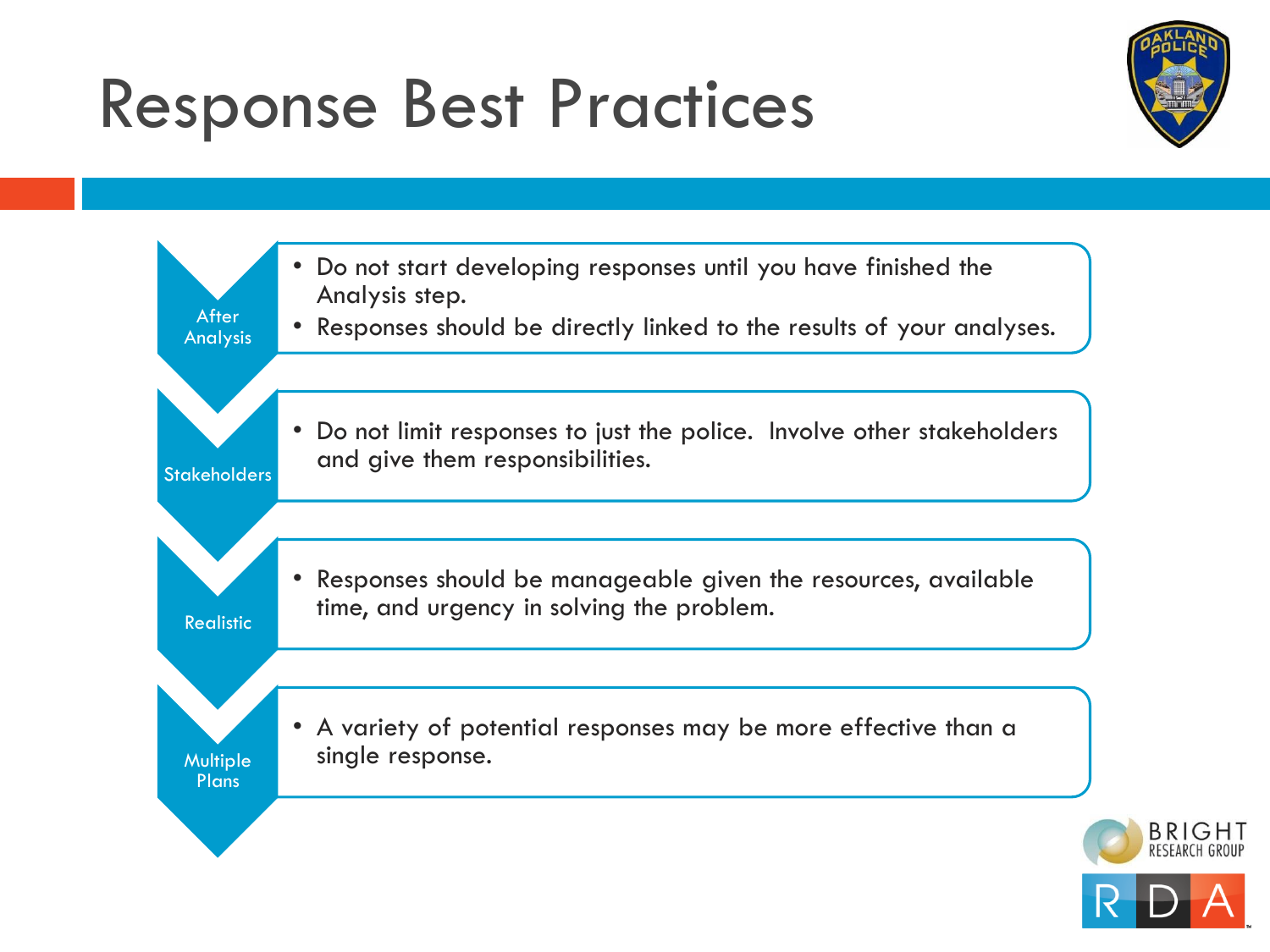# Response Best Practices

**After Analysis**

- Do not start developing responses until you have finished the Analysis step.
- Responses should be directly linked to the results of your analyses.

**Stakeholders**

- Do not limit responses to just the police. Involve other stakeholders and give them responsibilities.

**Realistic**

- Responses should be manageable given the resources, available time, and urgency in solving the problem.

**Multiple Plans**

- A variety of potential responses may be more effective than a single response.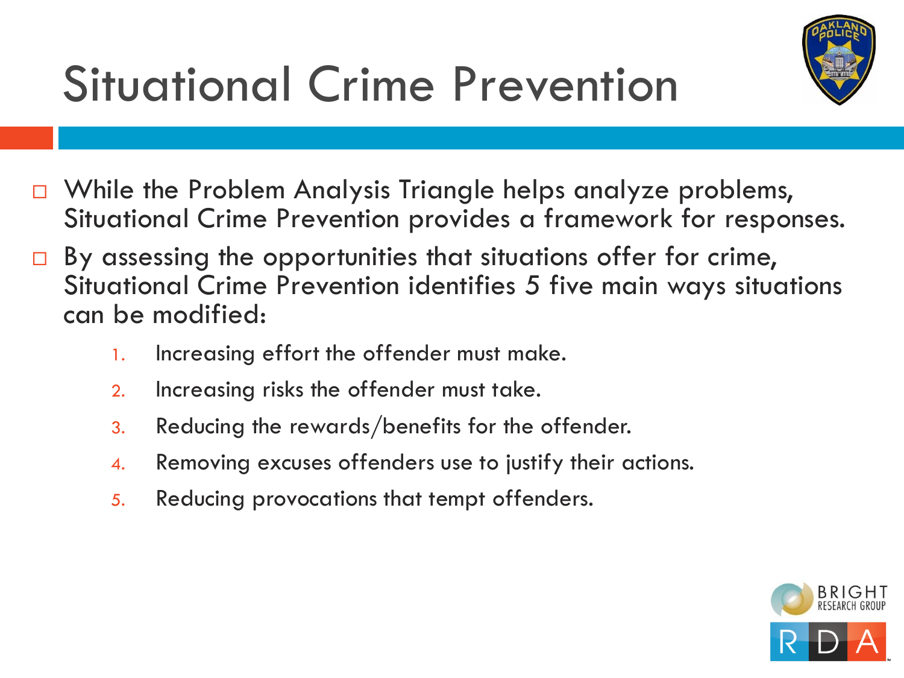# Situational Crime Prevention

- While the Problem Analysis Triangle helps analyze problems, Situational Crime Prevention provides a framework for responses.
- By assessing the opportunities that situations offer for crime, Situational Crime Prevention identifies 5 five main ways situations can be modified:
  1. Increasing effort the offender must make.
  2. Increasing risks the offender must take.
  3. Reducing the rewards/benefits for the offender.
  4. Removing excuses offenders use to justify their actions.
  5. Reducing provocations that tempt offenders.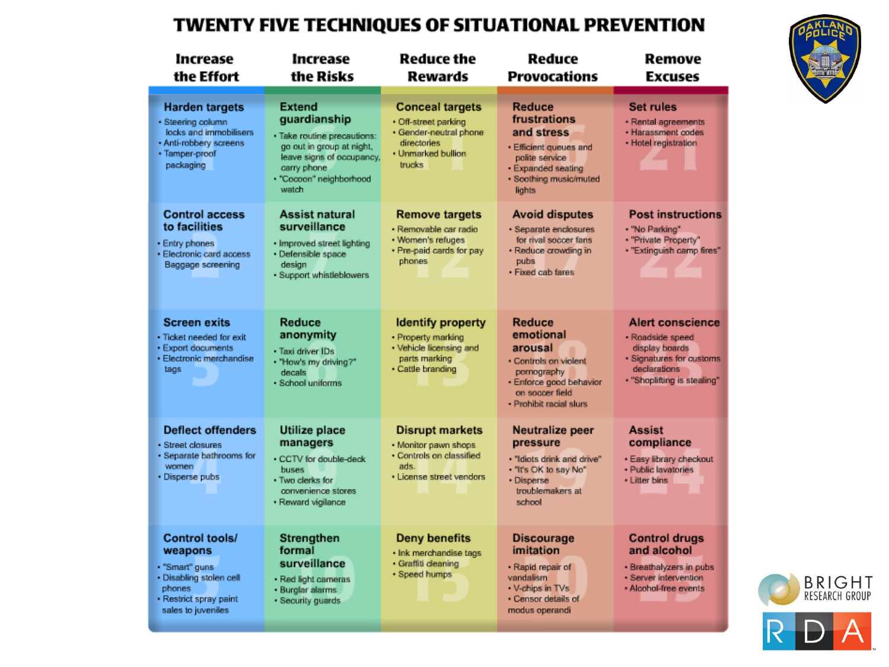# TWENTY FIVE TECHNIQUES OF SITUATIONAL PREVENTION

| Increase the Effort | Increase the Risks | Reduce the Rewards | Reduce Provocations | Remove Excuses |
|---|---|---|---|---|
| **1. Harden targets**<br>• Steering column locks and immobilisers<br>• Anti-robbery screens<br>• Tamper-proof packaging | **6. Extend guardianship**<br>• Take routine precautions: go out in group at night, leave signs of occupancy, carry phone<br>• "Cocoon" neighborhood watch | **11. Conceal targets**<br>• Off-street parking<br>• Gender-neutral phone directories<br>• Unmarked bullion trucks | **16. Reduce frustrations and stress**<br>• Efficient queues and polite service<br>• Expanded seating<br>• Soothing music/muted lights | **21. Set rules**<br>• Rental agreements<br>• Harassment codes<br>• Hotel registration |
| **2. Control access to facilities**<br>• Entry phones<br>• Electronic card access<br>Baggage screening | **7. Assist natural surveillance**<br>• Improved street lighting<br>• Defensible space design<br>• Support whistleblowers | **12. Remove targets**<br>• Removable car radio<br>• Women's refuges<br>• Pre-paid cards for pay phones | **17. Avoid disputes**<br>• Separate enclosures for rival soccer fans<br>• Reduce crowding in pubs<br>• Fixed cab fares | **22. Post instructions**<br>• "No Parking"<br>• "Private Property"<br>• "Extinguish camp fires" |
| **3. Screen exits**<br>• Ticket needed for exit<br>• Export documents<br>• Electronic merchandise tags | **8. Reduce anonymity**<br>• Taxi driver IDs<br>• "How's my driving?" decals<br>• School uniforms | **13. Identify property**<br>• Property marking<br>• Vehicle licensing and parts marking<br>• Cattle branding | **18. Reduce emotional arousal**<br>• Controls on violent pornography<br>• Enforce good behavior on soccer field<br>• Prohibit racial slurs | **23. Alert conscience**<br>• Roadside speed display boards<br>• Signatures for customs declarations<br>• "Shoplifting is stealing" |
| **4. Deflect offenders**<br>• Street closures<br>• Separate bathrooms for women<br>• Disperse pubs | **9. Utilize place managers**<br>• CCTV for double-deck buses<br>• Two clerks for convenience stores<br>• Reward vigilance | **14. Disrupt markets**<br>• Monitor pawn shops<br>• Controls on classified ads.<br>• License street vendors | **19. Neutralize peer pressure**<br>• "Idiots drink and drive"<br>• "It's OK to say No"<br>• Disperse troublemakers at school | **24. Assist compliance**<br>• Easy library checkout<br>• Public lavatories<br>• Litter bins |
| **5. Control tools/ weapons**<br>• "Smart" guns<br>• Disabling stolen cell phones<br>• Restrict spray paint sales to juveniles | **10. Strengthen formal surveillance**<br>• Red light cameras<br>• Burglar alarms<br>• Security guards | **15. Deny benefits**<br>• Ink merchandise tags<br>• Graffiti cleaning<br>• Speed humps | **20. Discourage imitation**<br>• Rapid repair of vandalism<br>• V-chips in TVs<br>• Censor details of modus operandi | **25. Control drugs and alcohol**<br>• Breathalyzers in pubs<br>• Server intervention<br>• Alcohol-free events |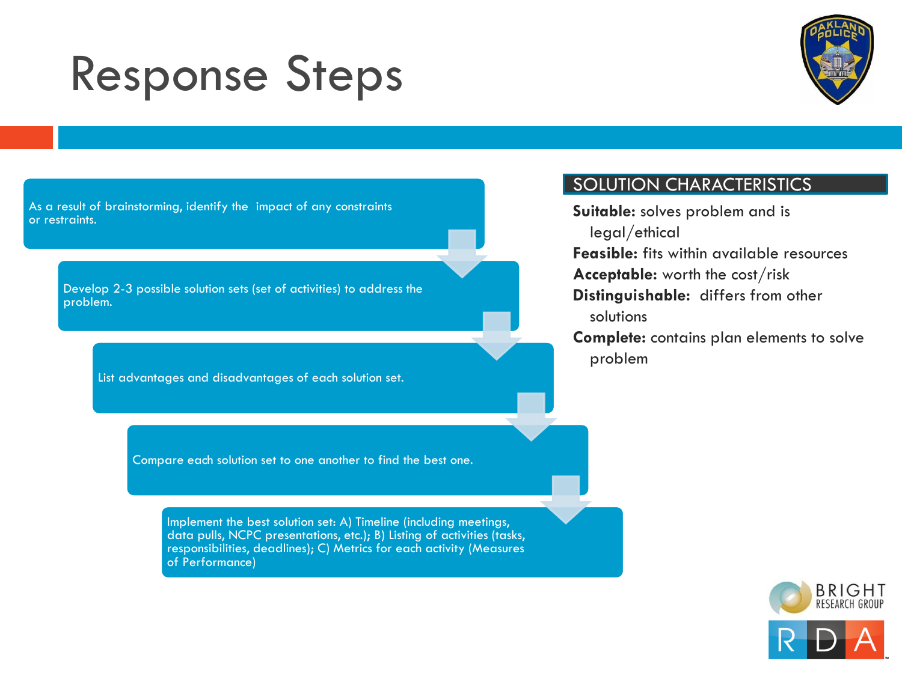# Response Steps

1. As a result of brainstorming, identify the impact of any constraints or restraints.
2. Develop 2-3 possible solution sets (set of activities) to address the problem.
3. List advantages and disadvantages of each solution set.
4. Compare each solution set to one another to find the best one.
5. Implement the best solution set: A) Timeline (including meetings, data pulls, NCPC presentations, etc.); B) Listing of activities (tasks, responsibilities, deadlines); C) Metrics for each activity (Measures of Performance)

## SOLUTION CHARACTERISTICS

- **Suitable:** solves problem and is legal/ethical
- **Feasible:** fits within available resources
- **Acceptable:** worth the cost/risk
- **Distinguishable:** differs from other solutions
- **Complete:** contains plan elements to solve problem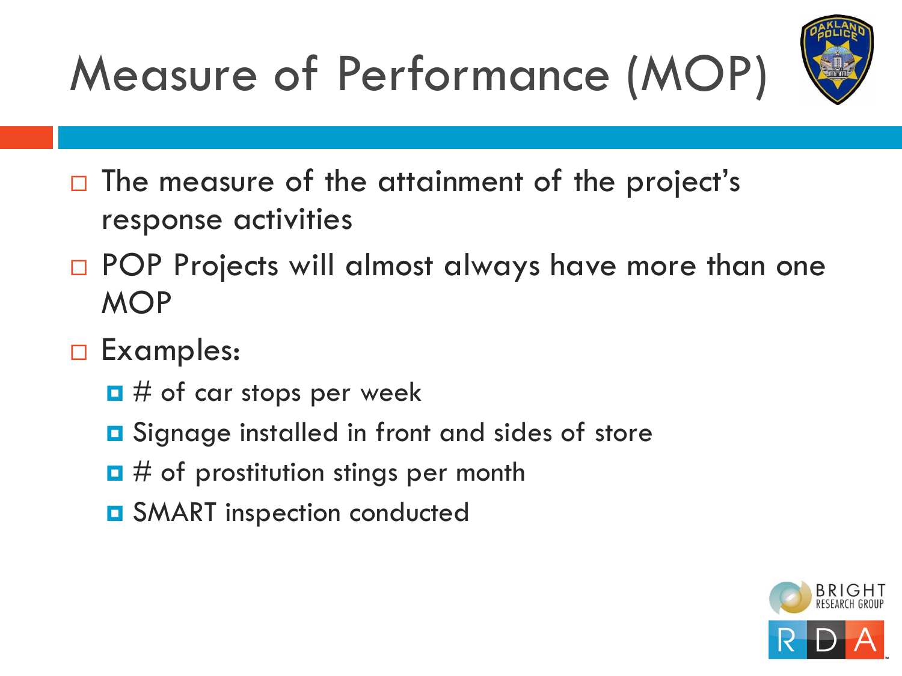# Measure of Performance (MOP)

- The measure of the attainment of the project's response activities
- POP Projects will almost always have more than one MOP
- Examples:
  - # of car stops per week
  - Signage installed in front and sides of store
  - # of prostitution stings per month
  - SMART inspection conducted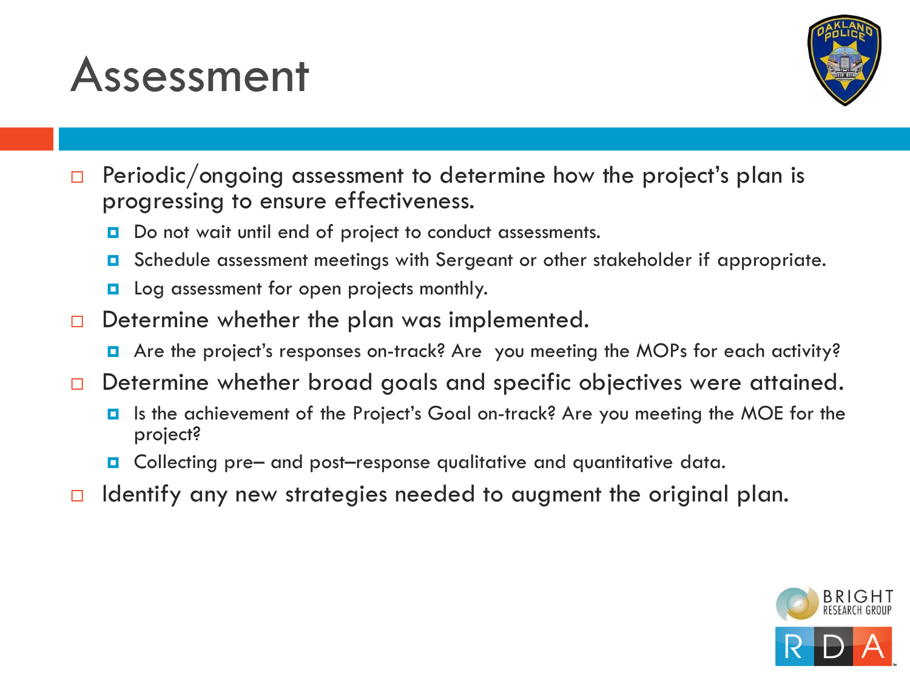# Assessment

- Periodic/ongoing assessment to determine how the project's plan is progressing to ensure effectiveness.
  - Do not wait until end of project to conduct assessments.
  - Schedule assessment meetings with Sergeant or other stakeholder if appropriate.
  - Log assessment for open projects monthly.
- Determine whether the plan was implemented.
  - Are the project's responses on-track? Are you meeting the MOPs for each activity?
- Determine whether broad goals and specific objectives were attained.
  - Is the achievement of the Project's Goal on-track? Are you meeting the MOE for the project?
  - Collecting pre– and post–response qualitative and quantitative data.
- Identify any new strategies needed to augment the original plan.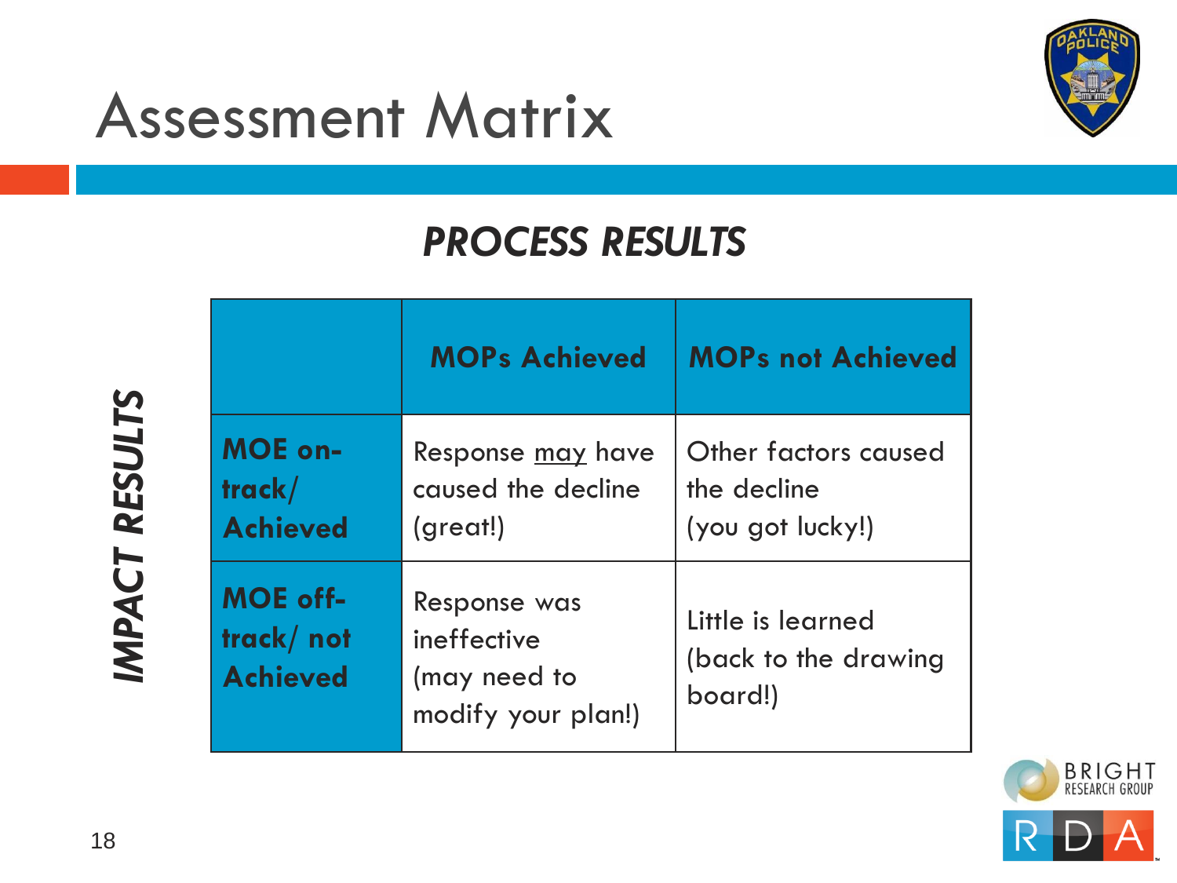# Assessment Matrix

*PROCESS RESULTS*

*IMPACT RESULTS*

| | MOPs Achieved | MOPs not Achieved |
|---|---|---|
| **MOE on-track/ Achieved** | Response <u>may</u> have caused the decline (great!) | Other factors caused the decline (you got lucky!) |
| **MOE off-track/ not Achieved** | Response was ineffective (may need to modify your plan!) | Little is learned (back to the drawing board!) |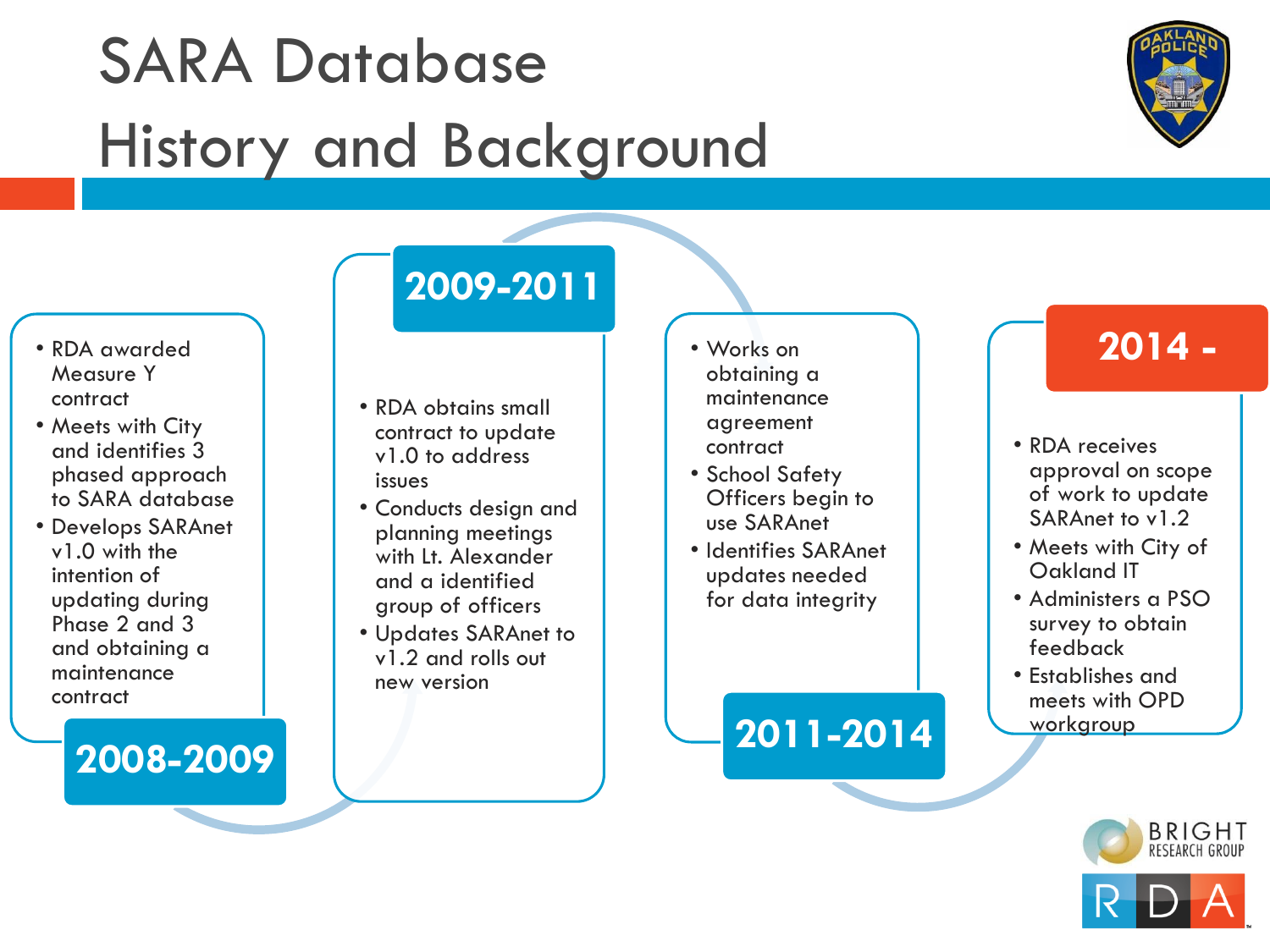# SARA Database History and Background

## 2008-2009

- RDA awarded Measure Y contract
- Meets with City and identifies 3 phased approach to SARA database
- Develops SARAnet v1.0 with the intention of updating during Phase 2 and 3 and obtaining a maintenance contract

## 2009-2011

- RDA obtains small contract to update v1.0 to address issues
- Conducts design and planning meetings with Lt. Alexander and a identified group of officers
- Updates SARAnet to v1.2 and rolls out new version

## 2011-2014

- Works on obtaining a maintenance agreement contract
- School Safety Officers begin to use SARAnet
- Identifies SARAnet updates needed for data integrity

## 2014 -

- RDA receives approval on scope of work to update SARAnet to v1.2
- Meets with City of Oakland IT
- Administers a PSO survey to obtain feedback
- Establishes and meets with OPD workgroup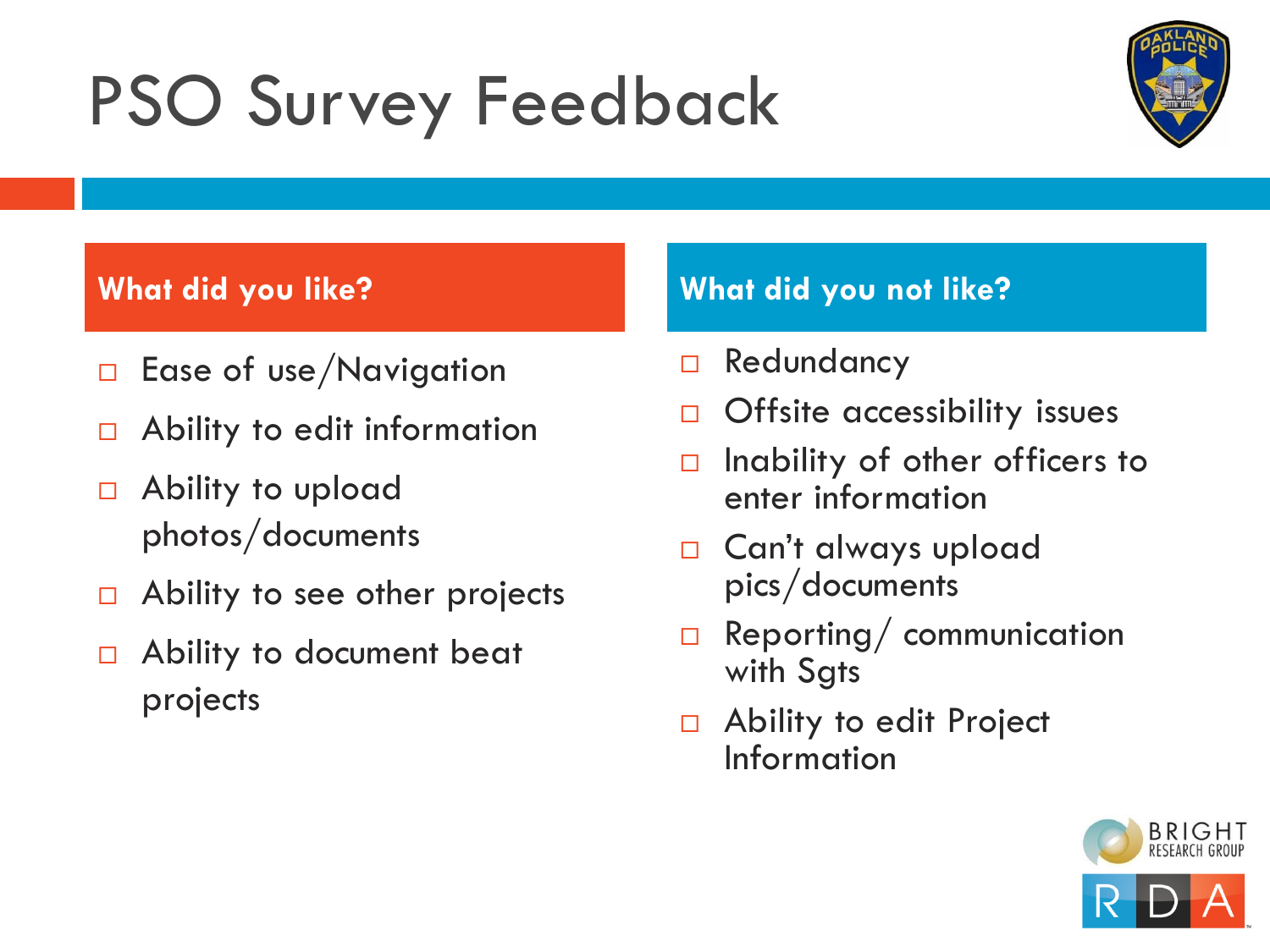# PSO Survey Feedback

## What did you like?

- Ease of use/Navigation
- Ability to edit information
- Ability to upload photos/documents
- Ability to see other projects
- Ability to document beat projects

## What did you not like?

- Redundancy
- Offsite accessibility issues
- Inability of other officers to enter information
- Can't always upload pics/documents
- Reporting/ communication with Sgts
- Ability to edit Project Information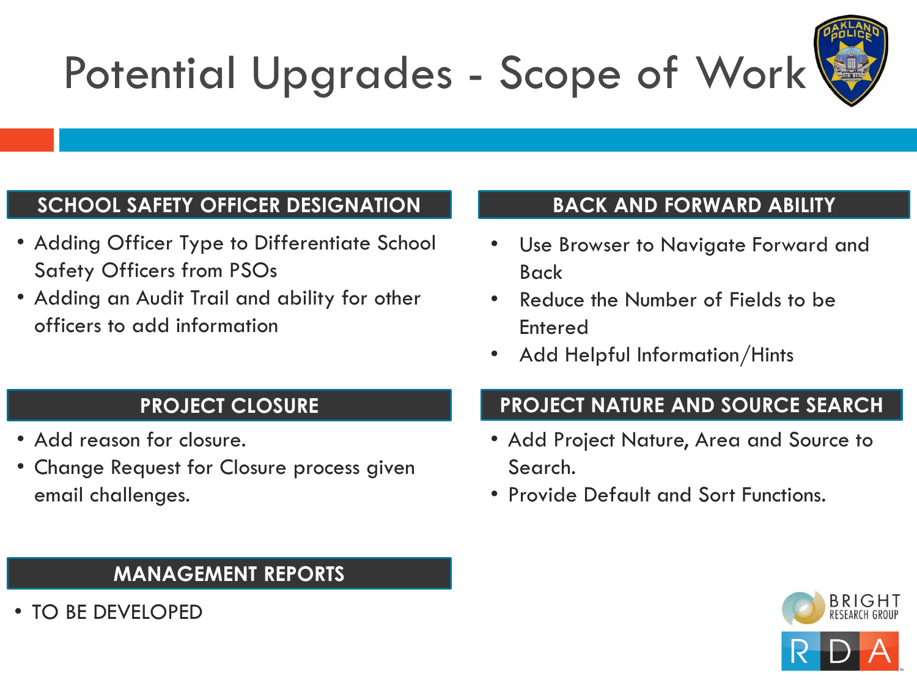# Potential Upgrades - Scope of Work

### SCHOOL SAFETY OFFICER DESIGNATION

- Adding Officer Type to Differentiate School Safety Officers from PSOs
- Adding an Audit Trail and ability for other officers to add information

### BACK AND FORWARD ABILITY

- Use Browser to Navigate Forward and Back
- Reduce the Number of Fields to be Entered
- Add Helpful Information/Hints

### PROJECT CLOSURE

- Add reason for closure.
- Change Request for Closure process given email challenges.

### PROJECT NATURE AND SOURCE SEARCH

- Add Project Nature, Area and Source to Search.
- Provide Default and Sort Functions.

### MANAGEMENT REPORTS

- TO BE DEVELOPED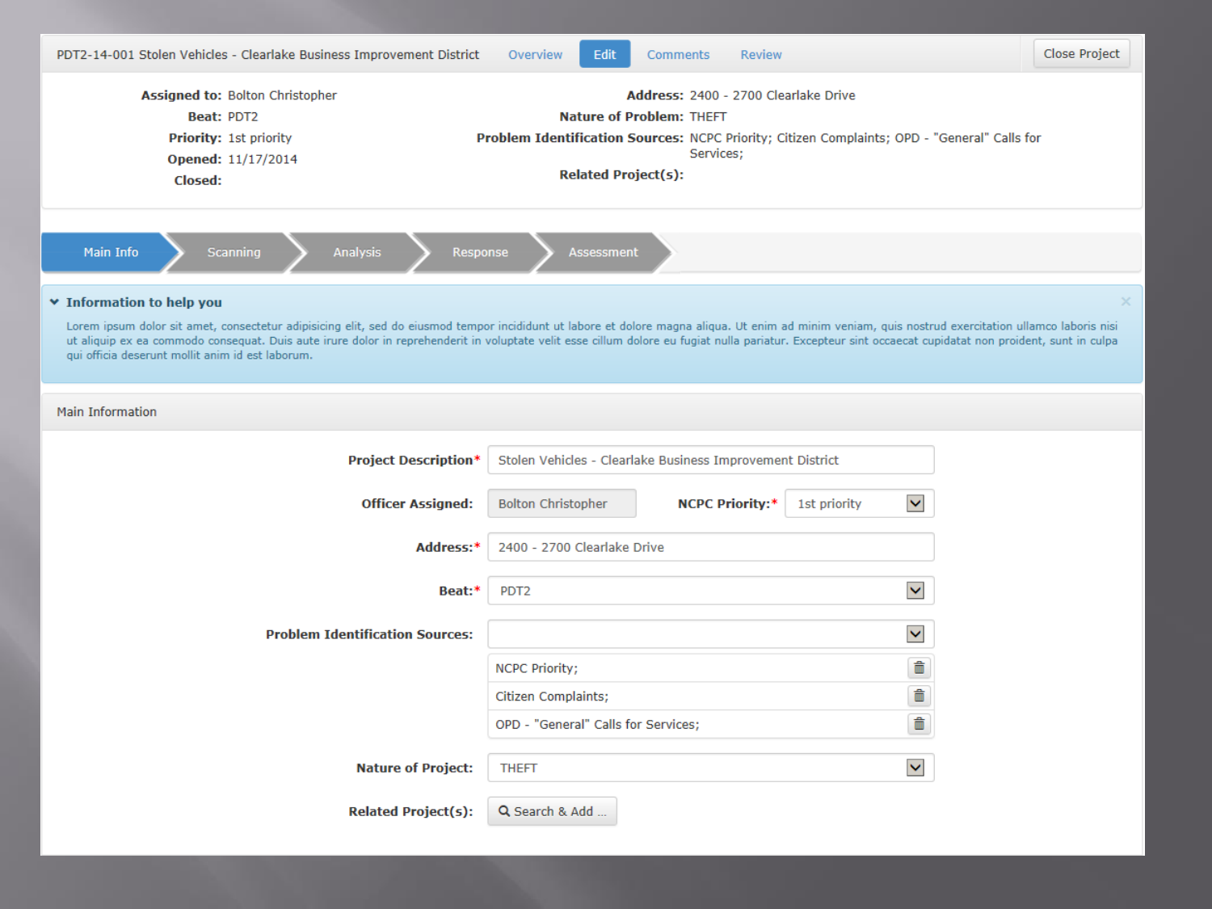PDT2-14-001 Stolen Vehicles - Clearlake Business Improvement District

Overview | Edit | Comments | Review | Close Project

**Assigned to:** Bolton Christopher
**Beat:** PDT2
**Priority:** 1st priority
**Opened:** 11/17/2014
**Closed:**

**Address:** 2400 - 2700 Clearlake Drive
**Nature of Problem:** THEFT
**Problem Identification Sources:** NCPC Priority; Citizen Complaints; OPD - "General" Calls for Services;
**Related Project(s):**

Main Info | Scanning | Analysis | Response | Assessment

**Information to help you**

Lorem ipsum dolor sit amet, consectetur adipisicing elit, sed do eiusmod tempor incididunt ut labore et dolore magna aliqua. Ut enim ad minim veniam, quis nostrud exercitation ullamco laboris nisi ut aliquip ex ea commodo consequat. Duis aute irure dolor in reprehenderit in voluptate velit esse cillum dolore eu fugiat nulla pariatur. Excepteur sint occaecat cupidatat non proident, sunt in culpa qui officia deserunt mollit anim id est laborum.

Main Information

**Project Description***: Stolen Vehicles - Clearlake Business Improvement District

**Officer Assigned:** Bolton Christopher **NCPC Priority:*** 1st priority

**Address:*** 2400 - 2700 Clearlake Drive

**Beat:*** PDT2

**Problem Identification Sources:**
- NCPC Priority;
- Citizen Complaints;
- OPD - "General" Calls for Services;

**Nature of Project:** THEFT

**Related Project(s):** Search & Add ...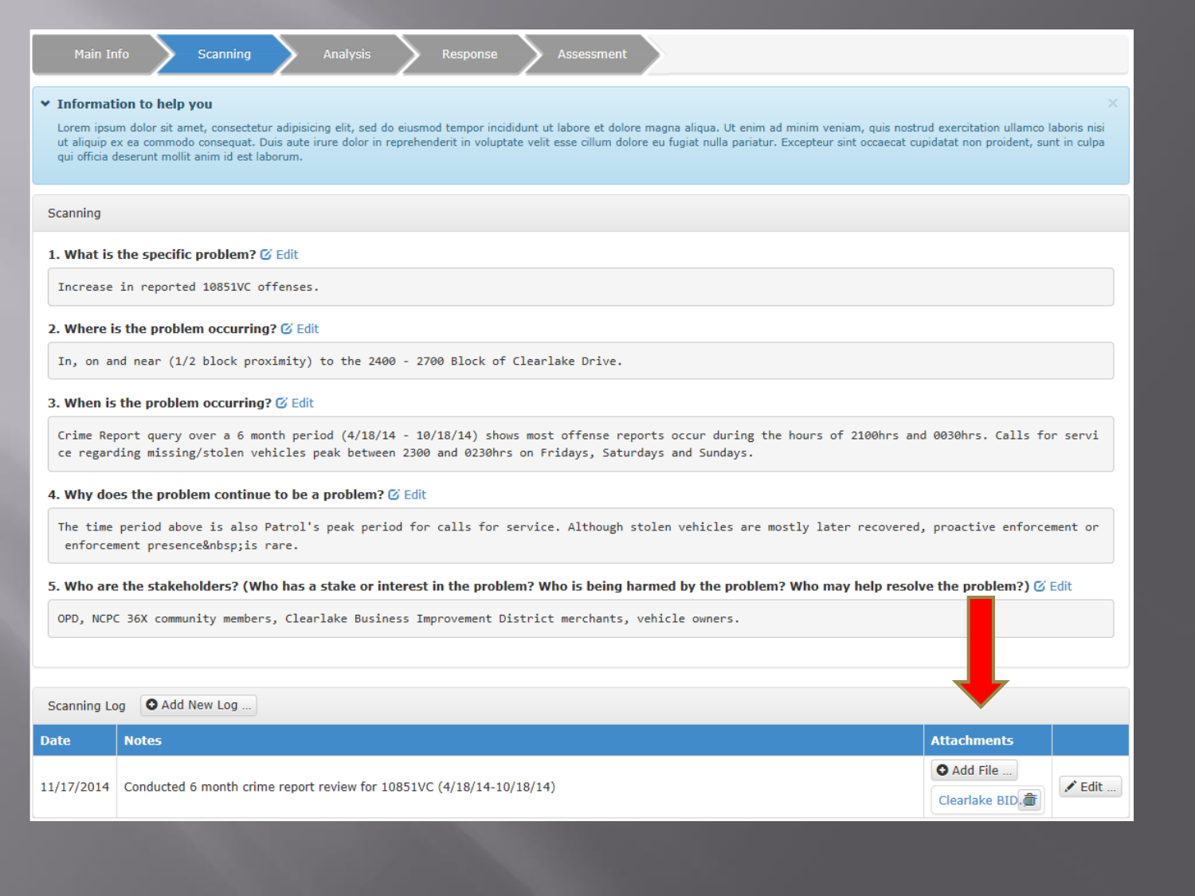Main Info | Scanning | Analysis | Response | Assessment

**Information to help you**

Lorem ipsum dolor sit amet, consectetur adipisicing elit, sed do eiusmod tempor incididunt ut labore et dolore magna aliqua. Ut enim ad minim veniam, quis nostrud exercitation ullamco laboris nisi ut aliquip ex ea commodo consequat. Duis aute irure dolor in reprehenderit in voluptate velit esse cillum dolore eu fugiat nulla pariatur. Excepteur sint occaecat cupidatat non proident, sunt in culpa qui officia deserunt mollit anim id est laborum.

## Scanning

**1. What is the specific problem?** Edit

```
Increase in reported 10851VC offenses.
```

**2. Where is the problem occurring?** Edit

```
In, on and near (1/2 block proximity) to the 2400 - 2700 Block of Clearlake Drive.
```

**3. When is the problem occurring?** Edit

```
Crime Report query over a 6 month period (4/18/14 - 10/18/14) shows most offense reports occur during the hours of 2100hrs and 0030hrs. Calls for servi
ce regarding missing/stolen vehicles peak between 2300 and 0230hrs on Fridays, Saturdays and Sundays.
```

**4. Why does the problem continue to be a problem?** Edit

```
The time period above is also Patrol's peak period for calls for service. Although stolen vehicles are mostly later recovered, proactive enforcement or
 enforcement presence&nbsp;is rare.
```

**5. Who are the stakeholders? (Who has a stake or interest in the problem? Who is being harmed by the problem? Who may help resolve the problem?)** Edit

```
OPD, NCPC 36X community members, Clearlake Business Improvement District merchants, vehicle owners.
```

Scanning Log | Add New Log ...

| Date | Notes | Attachments | |
|---|---|---|---|
| 11/17/2014 | Conducted 6 month crime report review for 10851VC (4/18/14-10/18/14) | Add File ... Clearlake BID | Edit ... |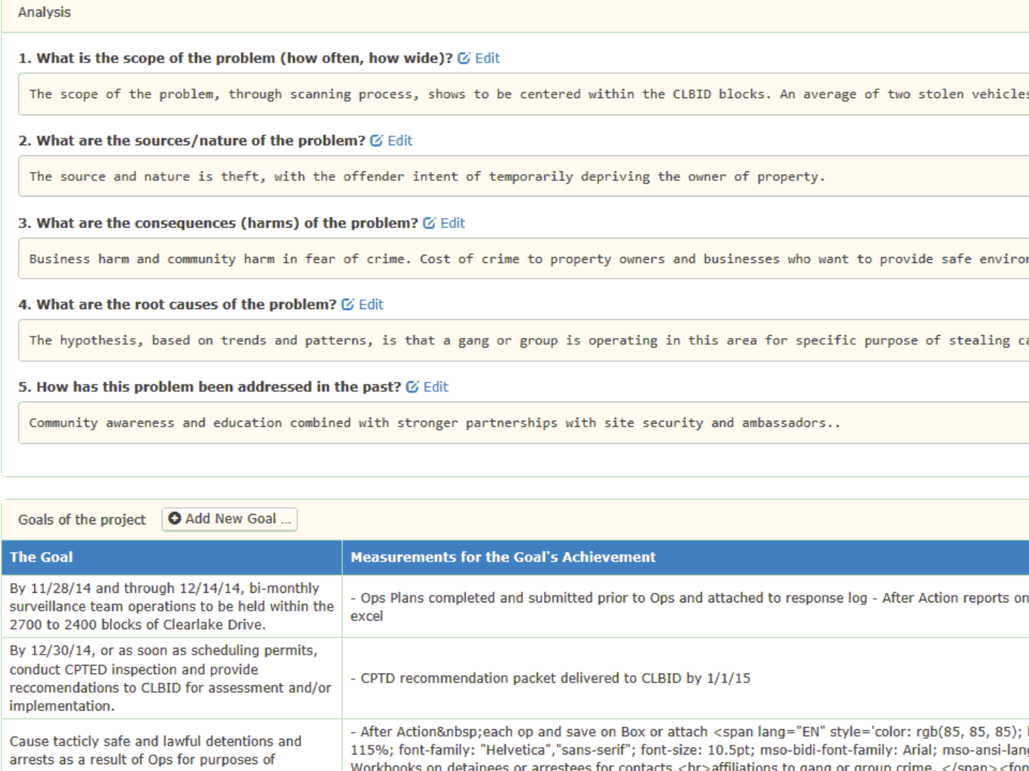## Analysis

**1. What is the scope of the problem (how often, how wide)?** Edit

The scope of the problem, through scanning process, shows to be centered within the CLBID blocks. An average of two stolen vehicles

**2. What are the sources/nature of the problem?** Edit

The source and nature is theft, with the offender intent of temporarily depriving the owner of property.

**3. What are the consequences (harms) of the problem?** Edit

Business harm and community harm in fear of crime. Cost of crime to property owners and businesses who want to provide safe enviror

**4. What are the root causes of the problem?** Edit

The hypothesis, based on trends and patterns, is that a gang or group is operating in this area for specific purpose of stealing ca

**5. How has this problem been addressed in the past?** Edit

Community awareness and education combined with stronger partnerships with site security and ambassadors..

## Goals of the project

Add New Goal ...

| The Goal | Measurements for the Goal's Achievement |
| --- | --- |
| By 11/28/14 and through 12/14/14, bi-monthly surveillance team operations to be held within the 2700 to 2400 blocks of Clearlake Drive. | - Ops Plans completed and submitted prior to Ops and attached to response log - After Action reports on excel |
| By 12/30/14, or as soon as scheduling permits, conduct CPTED inspection and provide reccomendations to CLBID for assessment and/or implementation. | - CPTD recommendation packet delivered to CLBID by 1/1/15 |
| Cause tacticly safe and lawful detentions and arrests as a result of Ops for purposes of | - After Action&nbsp;each op and save on Box or attach <span lang="EN" style='color: rgb(85, 85, 85); l 115%; font-family: "Helvetica","sans-serif"; font-size: 10.5pt; mso-bidi-font-family: Arial; mso-ansi-lang Workbooks on detainees or arrestees for contacts.<br>affiliations to gang or group crime. </span><fon |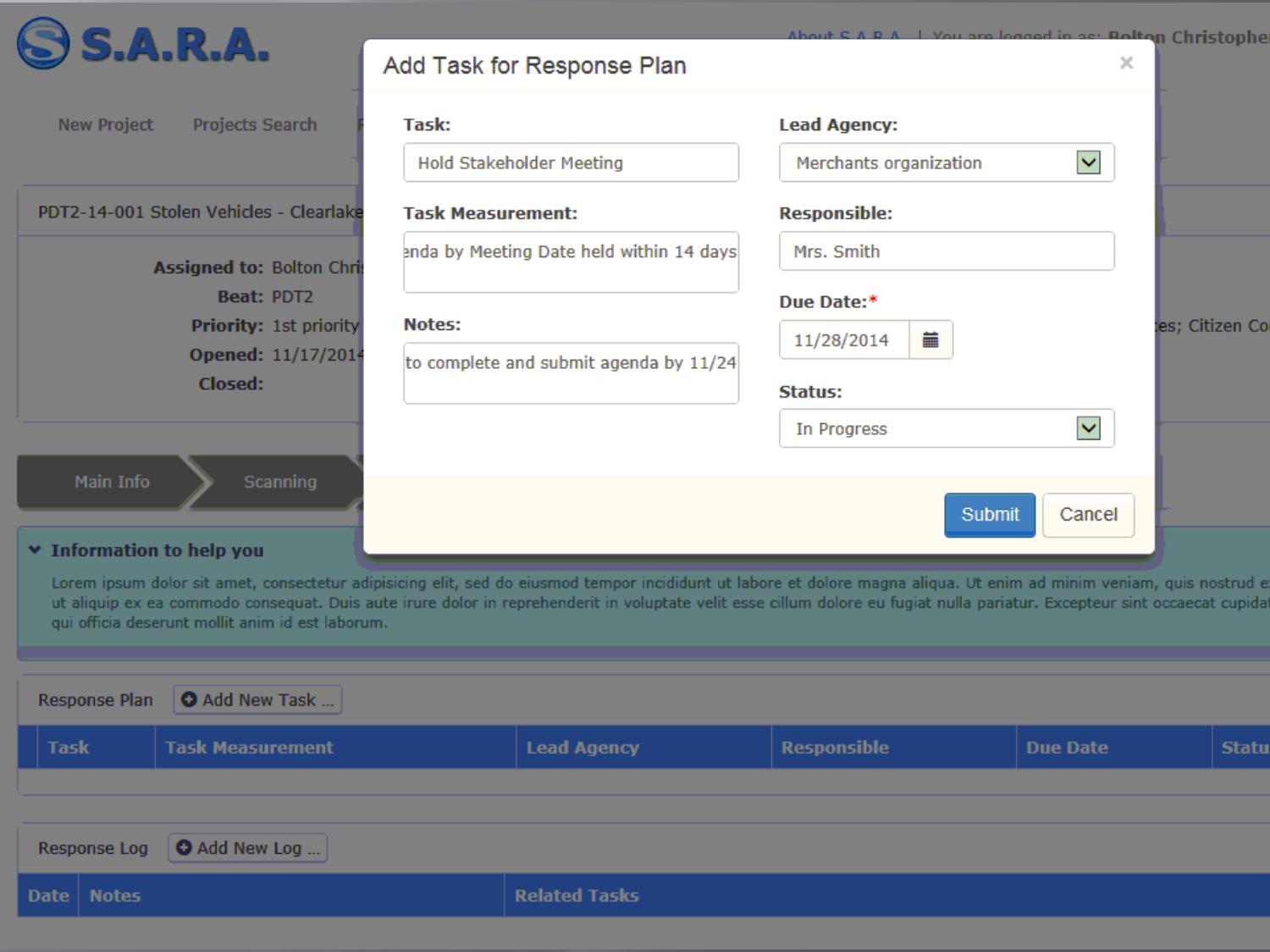S.A.R.A.

About S.A.R.A. | You are logged in as: Bolton Christophe

New Project | Projects Search

PDT2-14-001 Stolen Vehicles - Clearlake

**Assigned to:** Bolton Chri
**Beat:** PDT2
**Priority:** 1st priority
**Opened:** 11/17/2014
**Closed:**

es; Citizen Co

Main Info | Scanning

## Add Task for Response Plan

×

**Task:** Hold Stakeholder Meeting

**Task Measurement:** enda by Meeting Date held within 14 days

**Notes:** to complete and submit agenda by 11/24

**Lead Agency:** Merchants organization

**Responsible:** Mrs. Smith

**Due Date:*** 11/28/2014

**Status:** In Progress

Submit | Cancel

**Information to help you**

Lorem ipsum dolor sit amet, consectetur adipisicing elit, sed do eiusmod tempor incididunt ut labore et dolore magna aliqua. Ut enim ad minim veniam, quis nostrud e ut aliquip ex ea commodo consequat. Duis aute irure dolor in reprehenderit in voluptate velit esse cillum dolore eu fugiat nulla pariatur. Excepteur sint occaecat cupidat qui officia deserunt mollit anim id est laborum.

Response Plan | Add New Task ...

| Task | Task Measurement | Lead Agency | Responsible | Due Date | Statu |
|---|---|---|---|---|---|

Response Log | Add New Log ...

| Date | Notes | Related Tasks |
|---|---|---|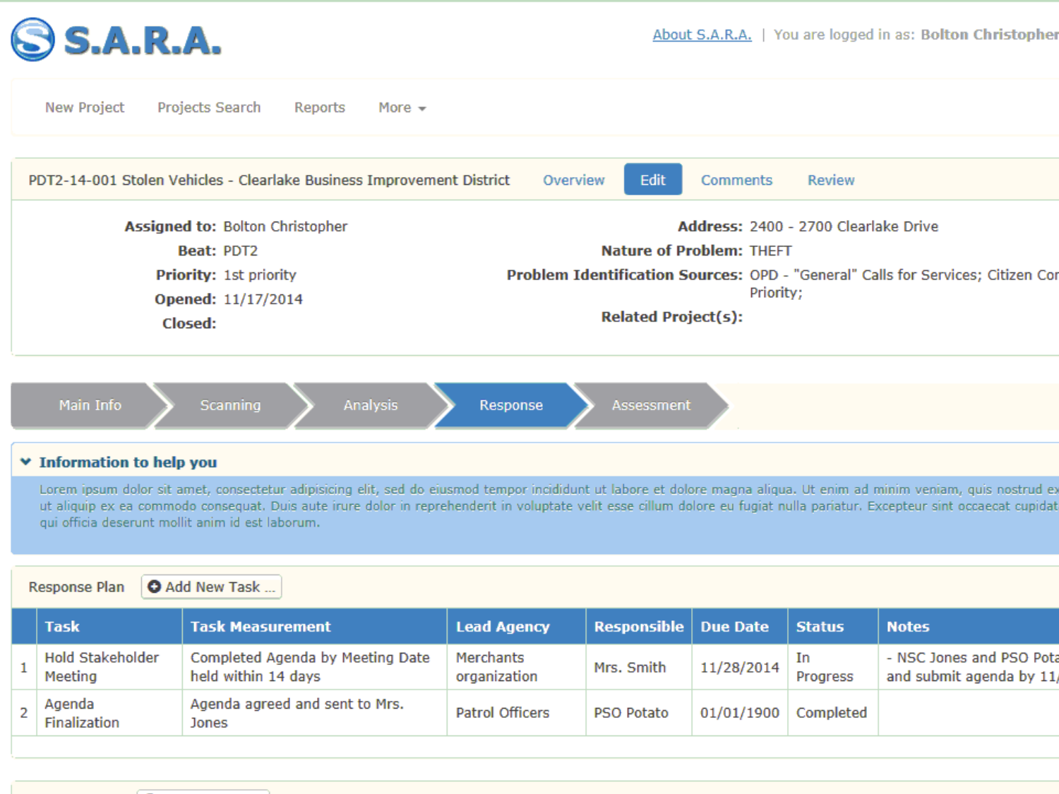# S.A.R.A.

About S.A.R.A. | You are logged in as: Bolton Christopher

New Project | Projects Search | Reports | More

PDT2-14-001 Stolen Vehicles - Clearlake Business Improvement District | Overview | Edit | Comments | Review

**Assigned to:** Bolton Christopher
**Beat:** PDT2
**Priority:** 1st priority
**Opened:** 11/17/2014
**Closed:**

**Address:** 2400 - 2700 Clearlake Drive
**Nature of Problem:** THEFT
**Problem Identification Sources:** OPD - "General" Calls for Services; Citizen Cor Priority;
**Related Project(s):**

Main Info | Scanning | Analysis | Response | Assessment

### Information to help you

Lorem ipsum dolor sit amet, consectetur adipisicing elit, sed do eiusmod tempor incididunt ut labore et dolore magna aliqua. Ut enim ad minim veniam, quis nostrud ex ut aliquip ex ea commodo consequat. Duis aute irure dolor in reprehenderit in voluptate velit esse cillum dolore eu fugiat nulla pariatur. Excepteur sint occaecat cupidat qui officia deserunt mollit anim id est laborum.

Response Plan | Add New Task ...

| | Task | Task Measurement | Lead Agency | Responsible | Due Date | Status | Notes |
|---|---|---|---|---|---|---|---|
| 1 | Hold Stakeholder Meeting | Completed Agenda by Meeting Date held within 14 days | Merchants organization | Mrs. Smith | 11/28/2014 | In Progress | - NSC Jones and PSO Pota and submit agenda by 11/ |
| 2 | Agenda Finalization | Agenda agreed and sent to Mrs. Jones | Patrol Officers | PSO Potato | 01/01/1900 | Completed | |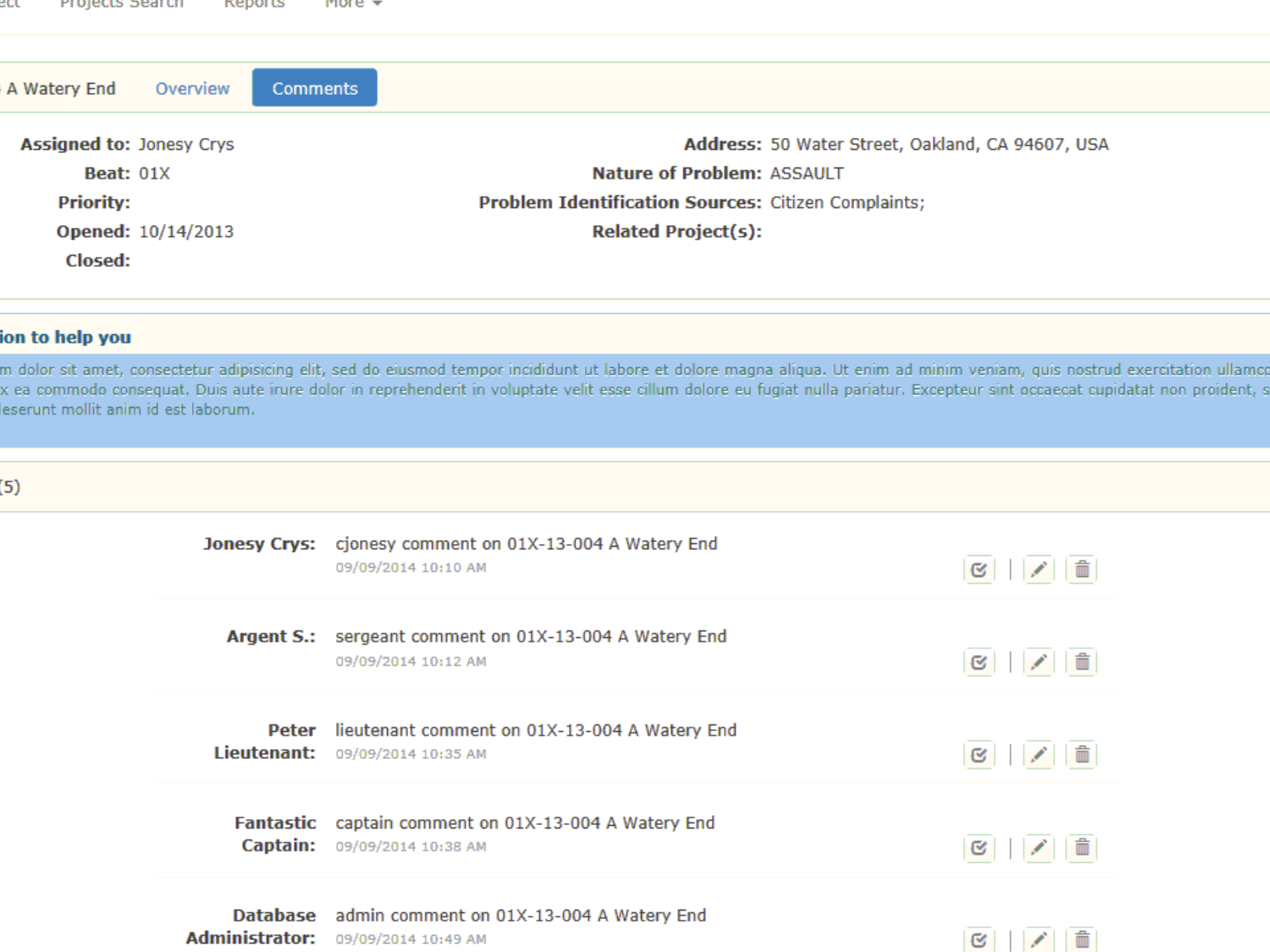ect Projects Search Reports More

A Watery End | Overview | **Comments**

**Assigned to:** Jonesy Crys
**Beat:** 01X
**Priority:**
**Opened:** 10/14/2013
**Closed:**

**Address:** 50 Water Street, Oakland, CA 94607, USA
**Nature of Problem:** ASSAULT
**Problem Identification Sources:** Citizen Complaints;
**Related Project(s):**

**ion to help you**

m dolor sit amet, consectetur adipisicing elit, sed do eiusmod tempor incididunt ut labore et dolore magna aliqua. Ut enim ad minim veniam, quis nostrud exercitation ullamco x ea commodo consequat. Duis aute irure dolor in reprehenderit in voluptate velit esse cillum dolore eu fugiat nulla pariatur. Excepteur sint occaecat cupidatat non proident, s leserunt mollit anim id est laborum.

(5)

**Jonesy Crys:** cjonesy comment on 01X-13-004 A Watery End
09/09/2014 10:10 AM

**Argent S.:** sergeant comment on 01X-13-004 A Watery End
09/09/2014 10:12 AM

**Peter Lieutenant:** lieutenant comment on 01X-13-004 A Watery End
09/09/2014 10:35 AM

**Fantastic Captain:** captain comment on 01X-13-004 A Watery End
09/09/2014 10:38 AM

**Database Administrator:** admin comment on 01X-13-004 A Watery End
09/09/2014 10:49 AM